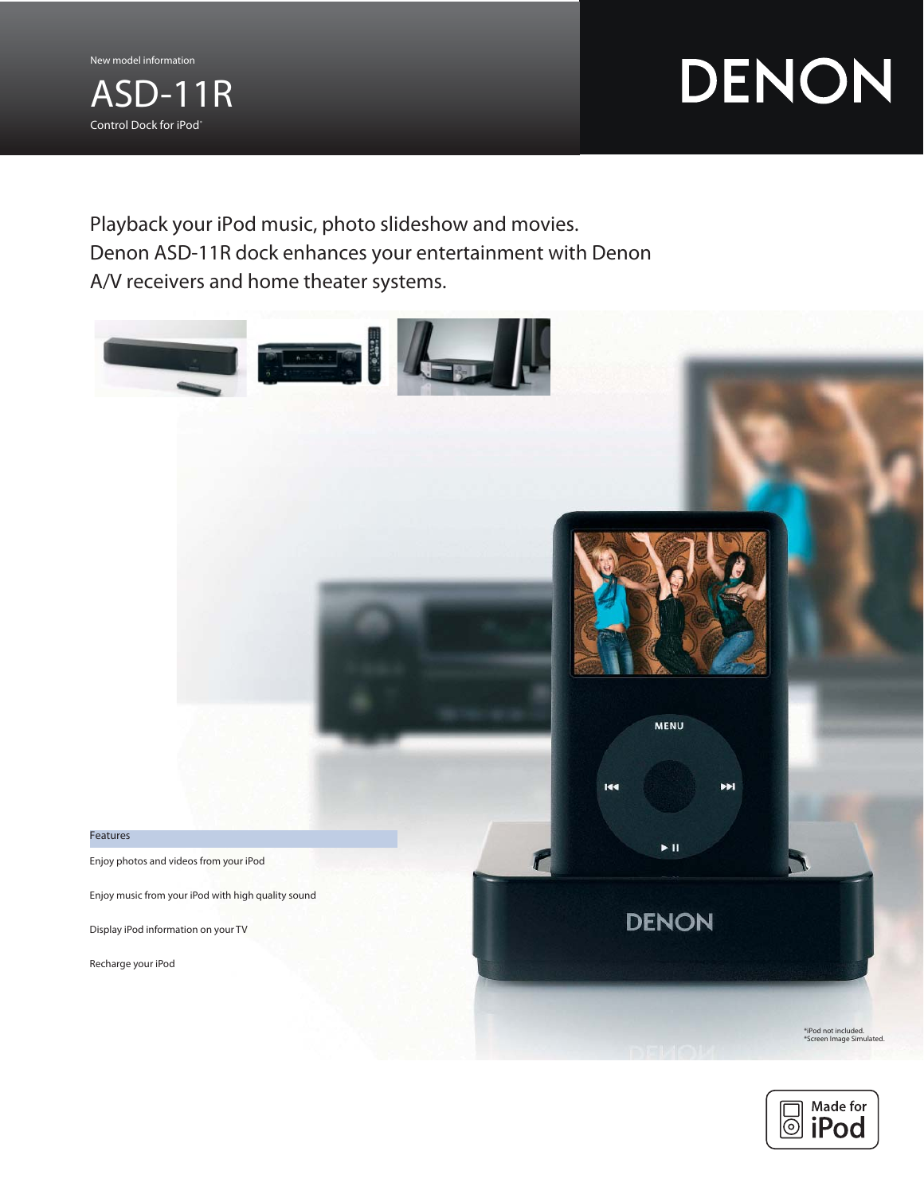New model information

# ASD-11R

Control Dock for iPod®

DENON

Playback your iPod music, photo slideshow and movies.
Denon ASD-11R dock enhances your entertainment with Denon A/V receivers and home theater systems.

## Features

- Enjoy photos and videos from your iPod
- Enjoy music from your iPod with high quality sound
- Display iPod information on your TV
- Recharge your iPod

*iPod not included.
*Screen Image Simulated.

Made for iPod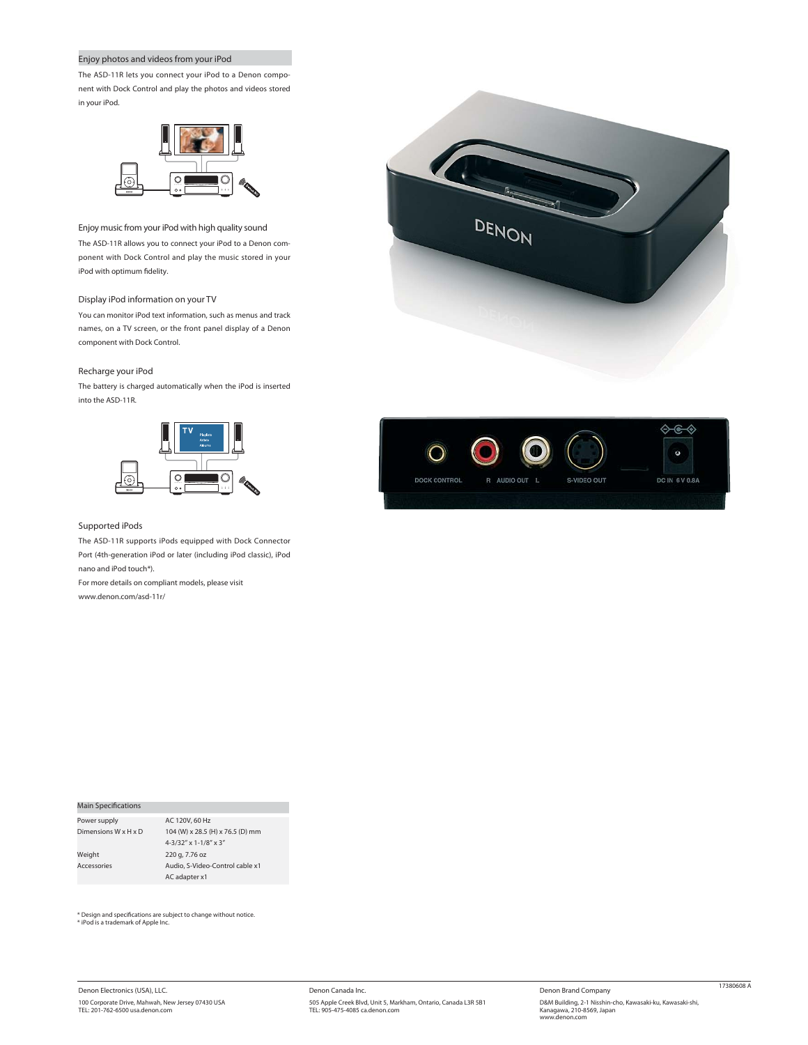## Enjoy photos and videos from your iPod

The ASD-11R lets you connect your iPod to a Denon component with Dock Control and play the photos and videos stored in your iPod.

## Enjoy music from your iPod with high quality sound

The ASD-11R allows you to connect your iPod to a Denon component with Dock Control and play the music stored in your iPod with optimum fidelity.

## Display iPod information on your TV

You can monitor iPod text information, such as menus and track names, on a TV screen, or the front panel display of a Denon component with Dock Control.

## Recharge your iPod

The battery is charged automatically when the iPod is inserted into the ASD-11R.

## Supported iPods

The ASD-11R supports iPods equipped with Dock Connector Port (4th-generation iPod or later (including iPod classic), iPod nano and iPod touch*).

For more details on compliant models, please visit www.denon.com/asd-11r/

DOCK CONTROL R AUDIO OUT L S-VIDEO OUT DC IN 6V 0.8A

## Main Specifications

| | |
|---|---|
| Power supply | AC 120V, 60 Hz |
| Dimensions W x H x D | 104 (W) x 28.5 (H) x 76.5 (D) mm<br>4-3/32" x 1-1/8" x 3" |
| Weight | 220 g, 7.76 oz |
| Accessories | Audio, S-Video-Control cable x1<br>AC adapter x1 |

* Design and specifications are subject to change without notice.
* iPod is a trademark of Apple Inc.

Denon Electronics (USA), LLC.
100 Corporate Drive, Mahwah, New Jersey 07430 USA
TEL: 201-762-6500 usa.denon.com

Denon Canada Inc.
505 Apple Creek Blvd, Unit 5, Markham, Ontario, Canada L3R 5B1
TEL: 905-475-4085 ca.denon.com

Denon Brand Company
D&M Building, 2-1 Nisshin-cho, Kawasaki-ku, Kawasaki-shi, Kanagawa, 210-8569, Japan
www.denon.com

17380608 A